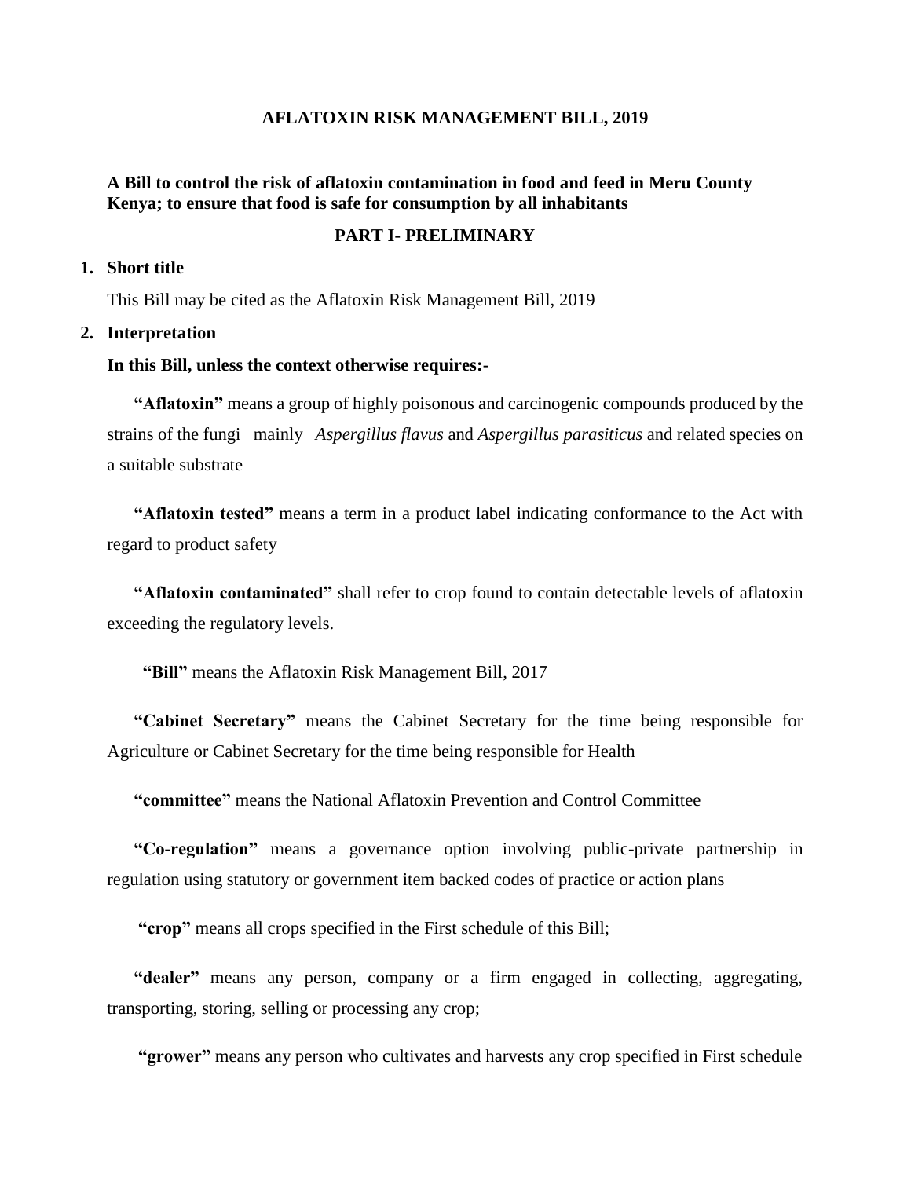# AFLATOXIN RISK MANAGEMENT BILL, 2019

**A Bill to control the risk of aflatoxin contamination in food and feed in Meru County Kenya; to ensure that food is safe for consumption by all inhabitants**

## PART I- PRELIMINARY

**1. Short title**

This Bill may be cited as the Aflatoxin Risk Management Bill, 2019

**2. Interpretation**

**In this Bill, unless the context otherwise requires:-**

**"Aflatoxin"** means a group of highly poisonous and carcinogenic compounds produced by the strains of the fungi mainly *Aspergillus flavus* and *Aspergillus parasiticus* and related species on a suitable substrate

**"Aflatoxin tested"** means a term in a product label indicating conformance to the Act with regard to product safety

**"Aflatoxin contaminated"** shall refer to crop found to contain detectable levels of aflatoxin exceeding the regulatory levels.

**"Bill"** means the Aflatoxin Risk Management Bill, 2017

**"Cabinet Secretary"** means the Cabinet Secretary for the time being responsible for Agriculture or Cabinet Secretary for the time being responsible for Health

**"committee"** means the National Aflatoxin Prevention and Control Committee

**"Co-regulation"** means a governance option involving public-private partnership in regulation using statutory or government item backed codes of practice or action plans

**"crop"** means all crops specified in the First schedule of this Bill;

**"dealer"** means any person, company or a firm engaged in collecting, aggregating, transporting, storing, selling or processing any crop;

**"grower"** means any person who cultivates and harvests any crop specified in First schedule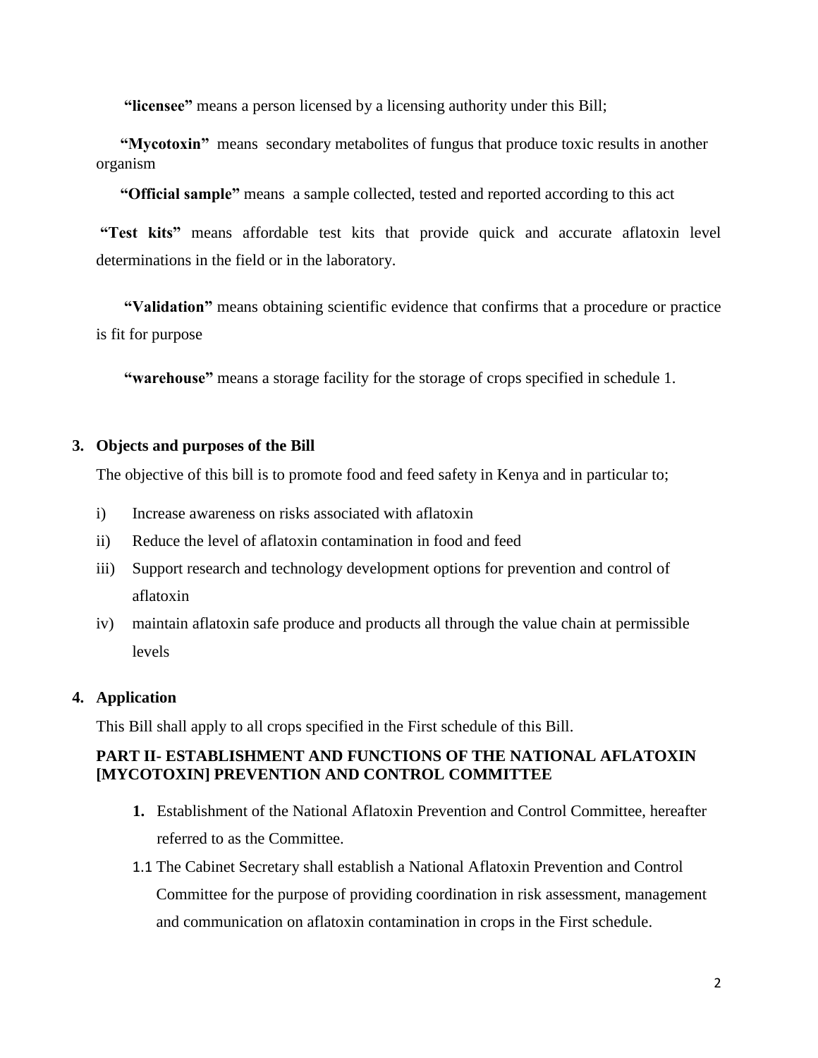**"licensee"** means a person licensed by a licensing authority under this Bill;

**"Mycotoxin"** means secondary metabolites of fungus that produce toxic results in another organism

**"Official sample"** means a sample collected, tested and reported according to this act

**"Test kits"** means affordable test kits that provide quick and accurate aflatoxin level determinations in the field or in the laboratory.

**"Validation"** means obtaining scientific evidence that confirms that a procedure or practice is fit for purpose

**"warehouse"** means a storage facility for the storage of crops specified in schedule 1.

**3. Objects and purposes of the Bill**

The objective of this bill is to promote food and feed safety in Kenya and in particular to;

i) Increase awareness on risks associated with aflatoxin
ii) Reduce the level of aflatoxin contamination in food and feed
iii) Support research and technology development options for prevention and control of aflatoxin
iv) maintain aflatoxin safe produce and products all through the value chain at permissible levels

**4. Application**

This Bill shall apply to all crops specified in the First schedule of this Bill.

## PART II- ESTABLISHMENT AND FUNCTIONS OF THE NATIONAL AFLATOXIN [MYCOTOXIN] PREVENTION AND CONTROL COMMITTEE

**1.** Establishment of the National Aflatoxin Prevention and Control Committee, hereafter referred to as the Committee.

1.1 The Cabinet Secretary shall establish a National Aflatoxin Prevention and Control Committee for the purpose of providing coordination in risk assessment, management and communication on aflatoxin contamination in crops in the First schedule.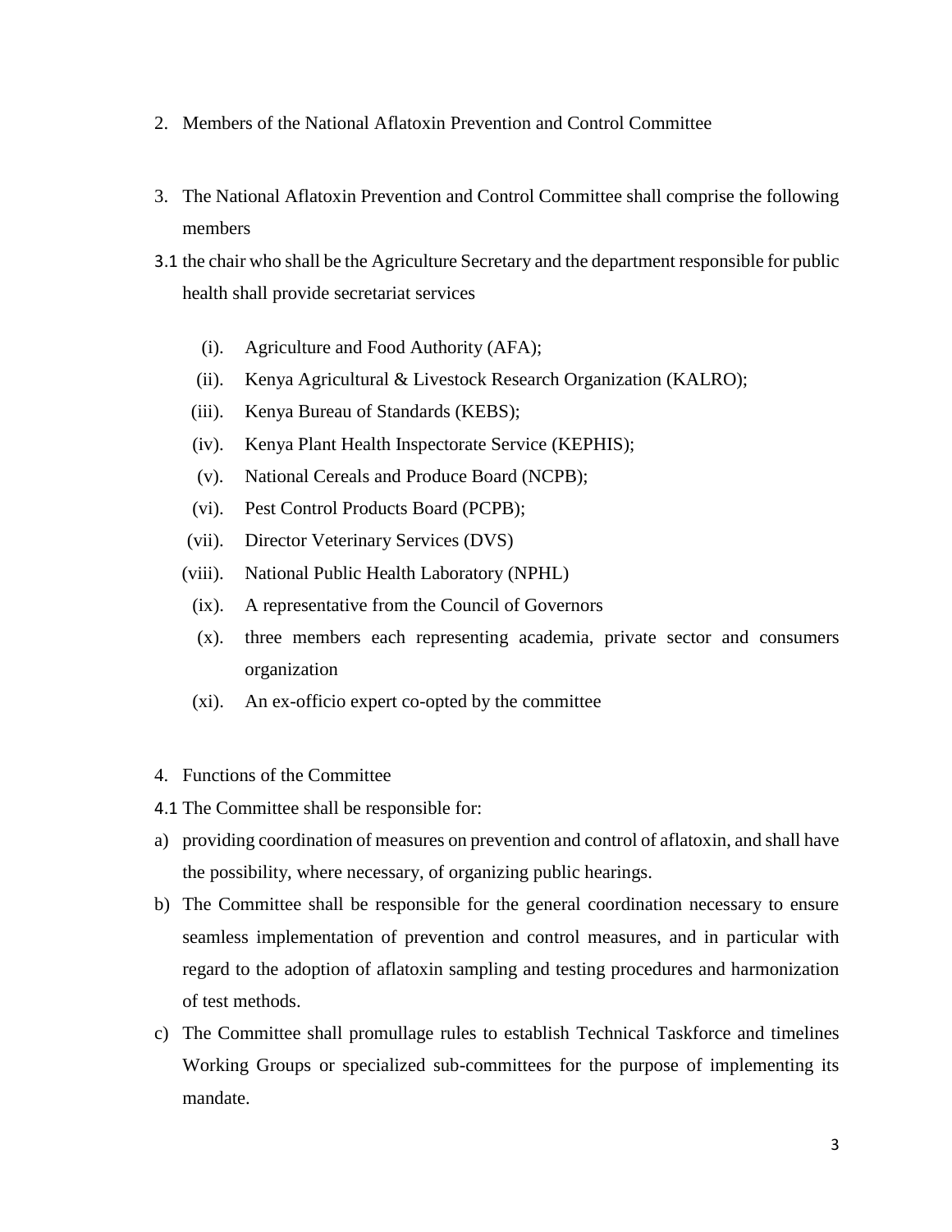2. Members of the National Aflatoxin Prevention and Control Committee

3. The National Aflatoxin Prevention and Control Committee shall comprise the following members

3.1 the chair who shall be the Agriculture Secretary and the department responsible for public health shall provide secretariat services

(i). Agriculture and Food Authority (AFA);

(ii). Kenya Agricultural & Livestock Research Organization (KALRO);

(iii). Kenya Bureau of Standards (KEBS);

(iv). Kenya Plant Health Inspectorate Service (KEPHIS);

(v). National Cereals and Produce Board (NCPB);

(vi). Pest Control Products Board (PCPB);

(vii). Director Veterinary Services (DVS)

(viii). National Public Health Laboratory (NPHL)

(ix). A representative from the Council of Governors

(x). three members each representing academia, private sector and consumers organization

(xi). An ex-officio expert co-opted by the committee

4. Functions of the Committee

4.1 The Committee shall be responsible for:

a) providing coordination of measures on prevention and control of aflatoxin, and shall have the possibility, where necessary, of organizing public hearings.

b) The Committee shall be responsible for the general coordination necessary to ensure seamless implementation of prevention and control measures, and in particular with regard to the adoption of aflatoxin sampling and testing procedures and harmonization of test methods.

c) The Committee shall promullage rules to establish Technical Taskforce and timelines Working Groups or specialized sub-committees for the purpose of implementing its mandate.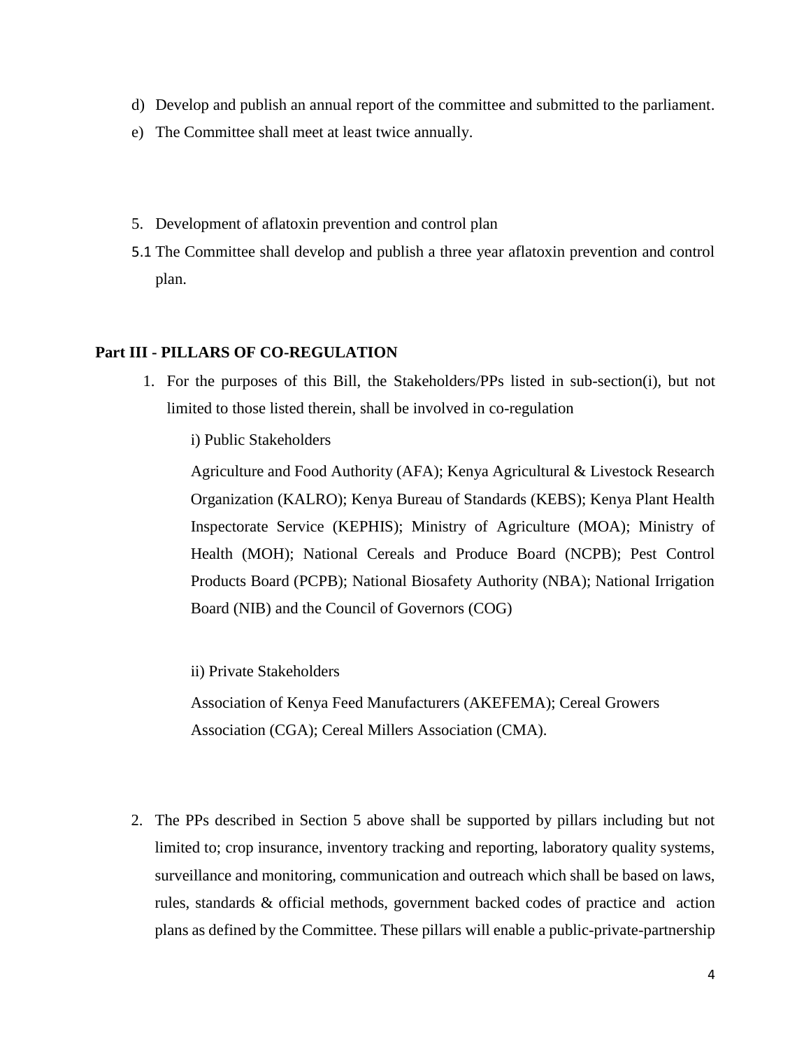d) Develop and publish an annual report of the committee and submitted to the parliament.

e) The Committee shall meet at least twice annually.

5. Development of aflatoxin prevention and control plan

5.1 The Committee shall develop and publish a three year aflatoxin prevention and control plan.

## Part III - PILLARS OF CO-REGULATION

1. For the purposes of this Bill, the Stakeholders/PPs listed in sub-section(i), but not limited to those listed therein, shall be involved in co-regulation

   i) Public Stakeholders

   Agriculture and Food Authority (AFA); Kenya Agricultural & Livestock Research Organization (KALRO); Kenya Bureau of Standards (KEBS); Kenya Plant Health Inspectorate Service (KEPHIS); Ministry of Agriculture (MOA); Ministry of Health (MOH); National Cereals and Produce Board (NCPB); Pest Control Products Board (PCPB); National Biosafety Authority (NBA); National Irrigation Board (NIB) and the Council of Governors (COG)

   ii) Private Stakeholders

   Association of Kenya Feed Manufacturers (AKEFEMA); Cereal Growers Association (CGA); Cereal Millers Association (CMA).

2. The PPs described in Section 5 above shall be supported by pillars including but not limited to; crop insurance, inventory tracking and reporting, laboratory quality systems, surveillance and monitoring, communication and outreach which shall be based on laws, rules, standards & official methods, government backed codes of practice and action plans as defined by the Committee. These pillars will enable a public-private-partnership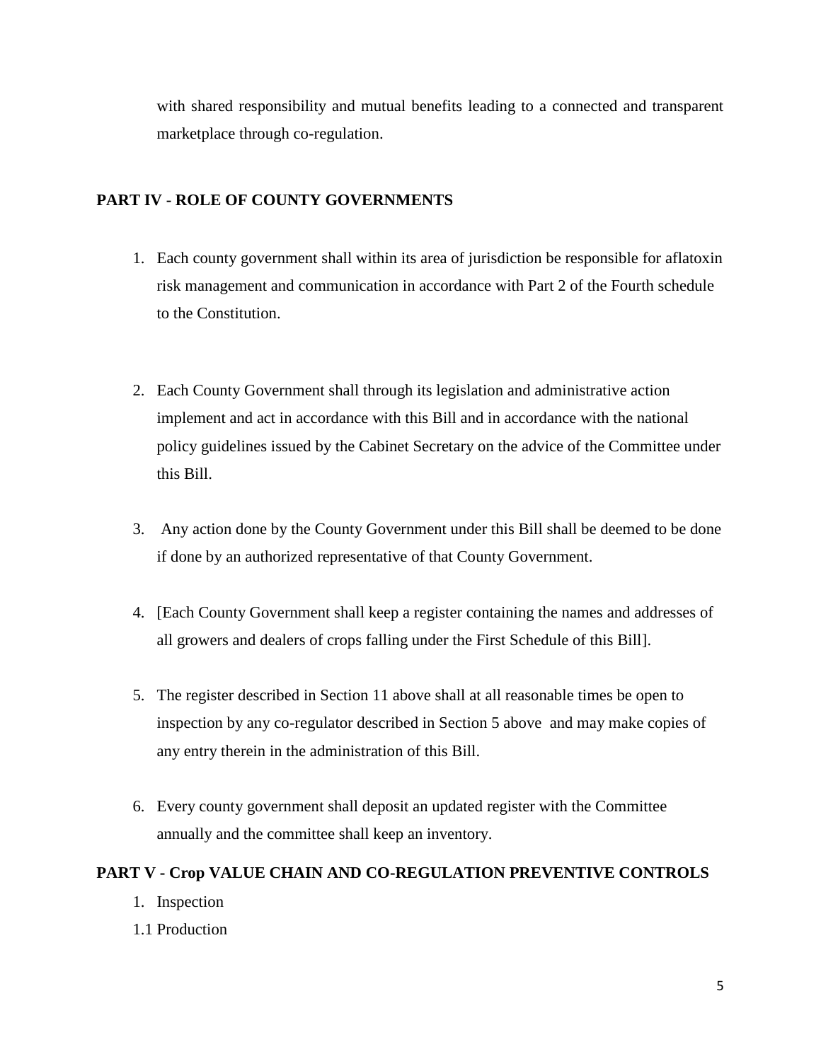with shared responsibility and mutual benefits leading to a connected and transparent marketplace through co-regulation.

## PART IV - ROLE OF COUNTY GOVERNMENTS

1. Each county government shall within its area of jurisdiction be responsible for aflatoxin risk management and communication in accordance with Part 2 of the Fourth schedule to the Constitution.

2. Each County Government shall through its legislation and administrative action implement and act in accordance with this Bill and in accordance with the national policy guidelines issued by the Cabinet Secretary on the advice of the Committee under this Bill.

3. Any action done by the County Government under this Bill shall be deemed to be done if done by an authorized representative of that County Government.

4. [Each County Government shall keep a register containing the names and addresses of all growers and dealers of crops falling under the First Schedule of this Bill].

5. The register described in Section 11 above shall at all reasonable times be open to inspection by any co-regulator described in Section 5 above and may make copies of any entry therein in the administration of this Bill.

6. Every county government shall deposit an updated register with the Committee annually and the committee shall keep an inventory.

## PART V - Crop VALUE CHAIN AND CO-REGULATION PREVENTIVE CONTROLS

1. Inspection

1.1 Production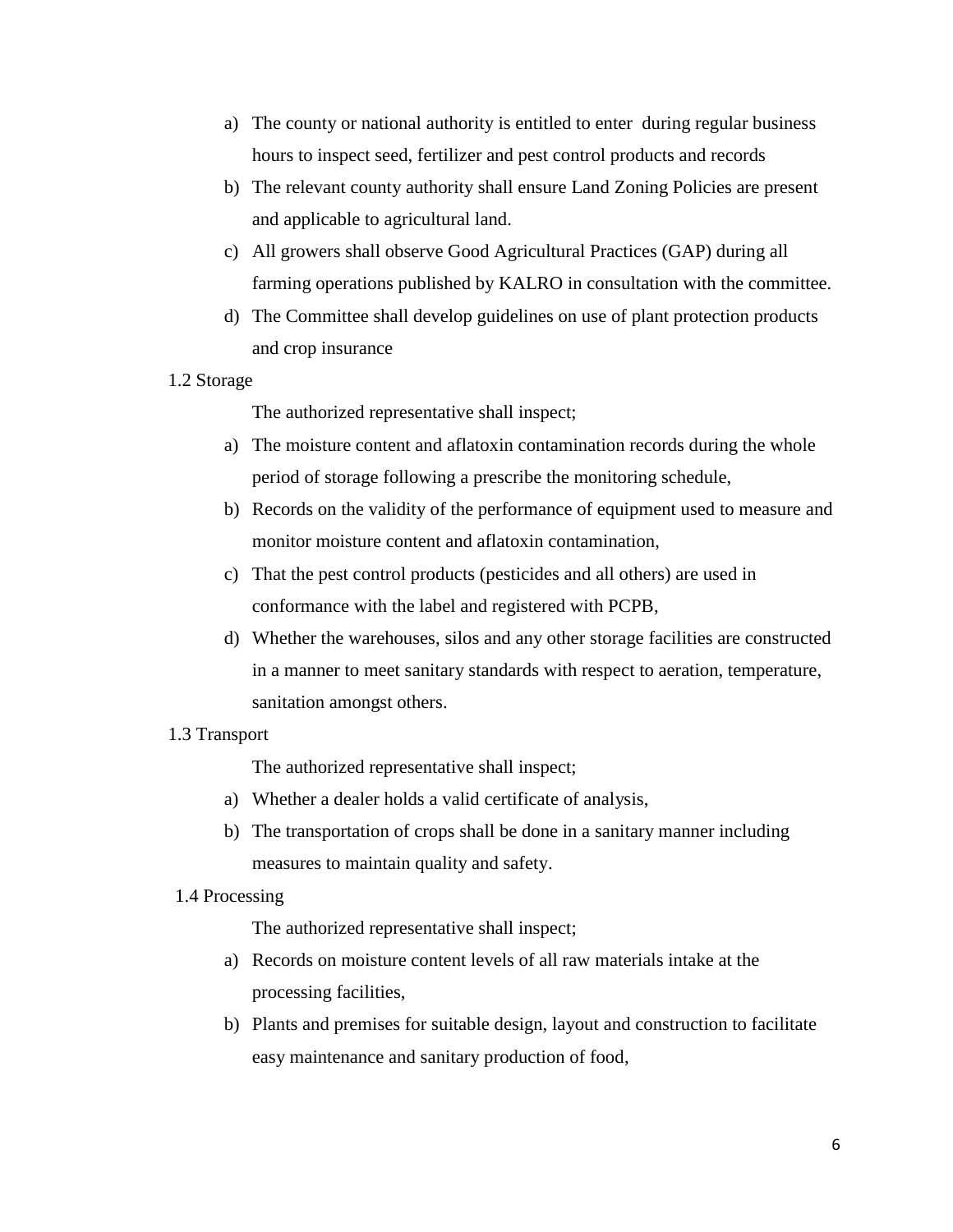a) The county or national authority is entitled to enter during regular business hours to inspect seed, fertilizer and pest control products and records
b) The relevant county authority shall ensure Land Zoning Policies are present and applicable to agricultural land.
c) All growers shall observe Good Agricultural Practices (GAP) during all farming operations published by KALRO in consultation with the committee.
d) The Committee shall develop guidelines on use of plant protection products and crop insurance

1.2 Storage

The authorized representative shall inspect;

a) The moisture content and aflatoxin contamination records during the whole period of storage following a prescribe the monitoring schedule,
b) Records on the validity of the performance of equipment used to measure and monitor moisture content and aflatoxin contamination,
c) That the pest control products (pesticides and all others) are used in conformance with the label and registered with PCPB,
d) Whether the warehouses, silos and any other storage facilities are constructed in a manner to meet sanitary standards with respect to aeration, temperature, sanitation amongst others.

1.3 Transport

The authorized representative shall inspect;

a) Whether a dealer holds a valid certificate of analysis,
b) The transportation of crops shall be done in a sanitary manner including measures to maintain quality and safety.

1.4 Processing

The authorized representative shall inspect;

a) Records on moisture content levels of all raw materials intake at the processing facilities,
b) Plants and premises for suitable design, layout and construction to facilitate easy maintenance and sanitary production of food,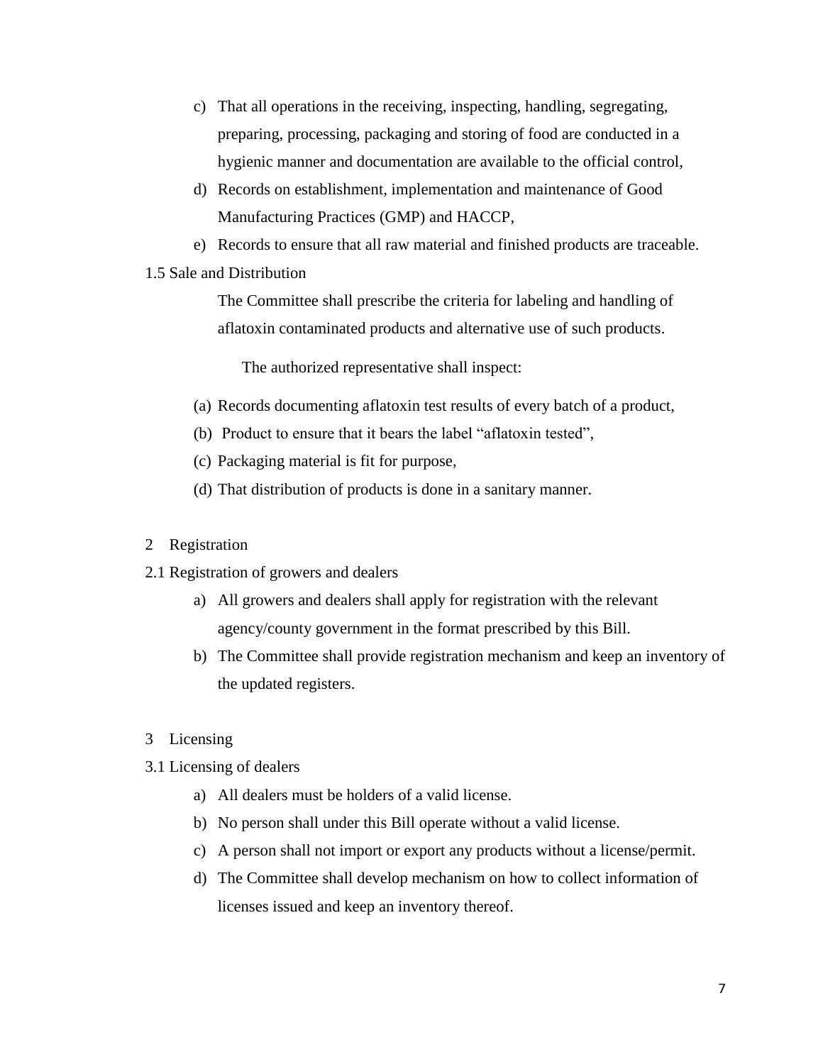c) That all operations in the receiving, inspecting, handling, segregating, preparing, processing, packaging and storing of food are conducted in a hygienic manner and documentation are available to the official control,

d) Records on establishment, implementation and maintenance of Good Manufacturing Practices (GMP) and HACCP,

e) Records to ensure that all raw material and finished products are traceable.

1.5 Sale and Distribution

The Committee shall prescribe the criteria for labeling and handling of aflatoxin contaminated products and alternative use of such products.

The authorized representative shall inspect:

(a) Records documenting aflatoxin test results of every batch of a product,

(b) Product to ensure that it bears the label "aflatoxin tested",

(c) Packaging material is fit for purpose,

(d) That distribution of products is done in a sanitary manner.

2 Registration

2.1 Registration of growers and dealers

a) All growers and dealers shall apply for registration with the relevant agency/county government in the format prescribed by this Bill.

b) The Committee shall provide registration mechanism and keep an inventory of the updated registers.

3 Licensing

3.1 Licensing of dealers

a) All dealers must be holders of a valid license.

b) No person shall under this Bill operate without a valid license.

c) A person shall not import or export any products without a license/permit.

d) The Committee shall develop mechanism on how to collect information of licenses issued and keep an inventory thereof.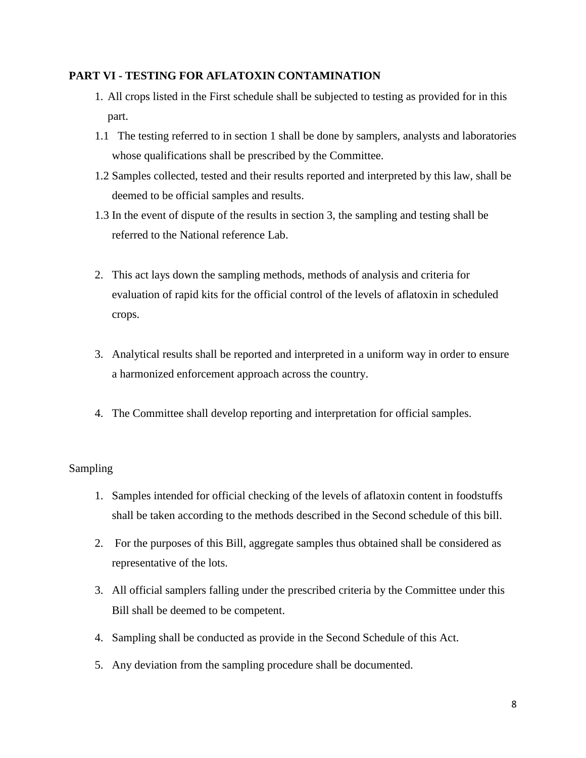## PART VI - TESTING FOR AFLATOXIN CONTAMINATION

1. All crops listed in the First schedule shall be subjected to testing as provided for in this part.

1.1 The testing referred to in section 1 shall be done by samplers, analysts and laboratories whose qualifications shall be prescribed by the Committee.

1.2 Samples collected, tested and their results reported and interpreted by this law, shall be deemed to be official samples and results.

1.3 In the event of dispute of the results in section 3, the sampling and testing shall be referred to the National reference Lab.

2. This act lays down the sampling methods, methods of analysis and criteria for evaluation of rapid kits for the official control of the levels of aflatoxin in scheduled crops.

3. Analytical results shall be reported and interpreted in a uniform way in order to ensure a harmonized enforcement approach across the country.

4. The Committee shall develop reporting and interpretation for official samples.

Sampling

1. Samples intended for official checking of the levels of aflatoxin content in foodstuffs shall be taken according to the methods described in the Second schedule of this bill.
2. For the purposes of this Bill, aggregate samples thus obtained shall be considered as representative of the lots.
3. All official samplers falling under the prescribed criteria by the Committee under this Bill shall be deemed to be competent.
4. Sampling shall be conducted as provide in the Second Schedule of this Act.
5. Any deviation from the sampling procedure shall be documented.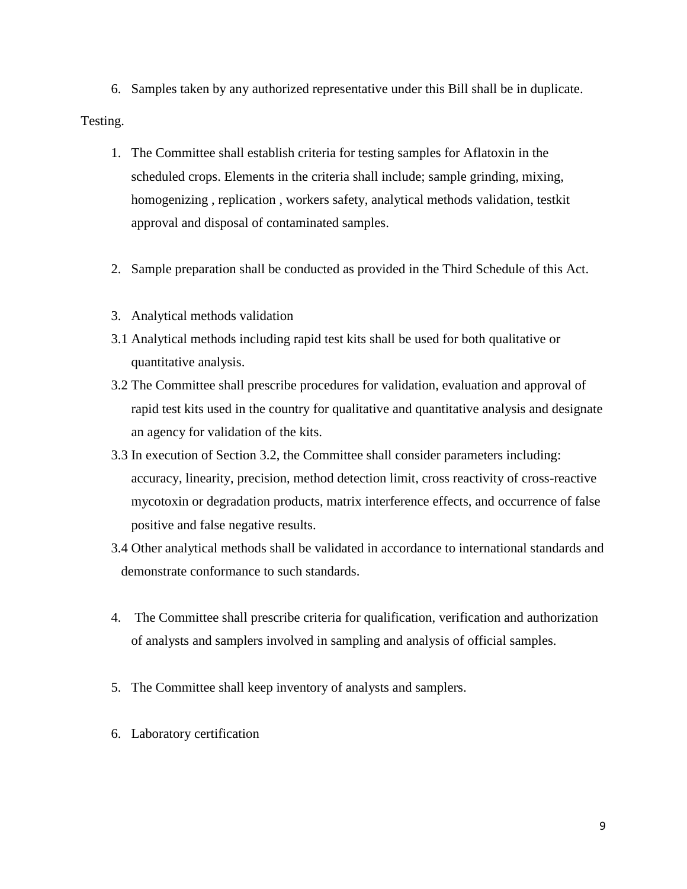6. Samples taken by any authorized representative under this Bill shall be in duplicate.

Testing.

1. The Committee shall establish criteria for testing samples for Aflatoxin in the scheduled crops. Elements in the criteria shall include; sample grinding, mixing, homogenizing , replication , workers safety, analytical methods validation, testkit approval and disposal of contaminated samples.

2. Sample preparation shall be conducted as provided in the Third Schedule of this Act.

3. Analytical methods validation

3.1 Analytical methods including rapid test kits shall be used for both qualitative or quantitative analysis.

3.2 The Committee shall prescribe procedures for validation, evaluation and approval of rapid test kits used in the country for qualitative and quantitative analysis and designate an agency for validation of the kits.

3.3 In execution of Section 3.2, the Committee shall consider parameters including: accuracy, linearity, precision, method detection limit, cross reactivity of cross-reactive mycotoxin or degradation products, matrix interference effects, and occurrence of false positive and false negative results.

3.4 Other analytical methods shall be validated in accordance to international standards and demonstrate conformance to such standards.

4. The Committee shall prescribe criteria for qualification, verification and authorization of analysts and samplers involved in sampling and analysis of official samples.

5. The Committee shall keep inventory of analysts and samplers.

6. Laboratory certification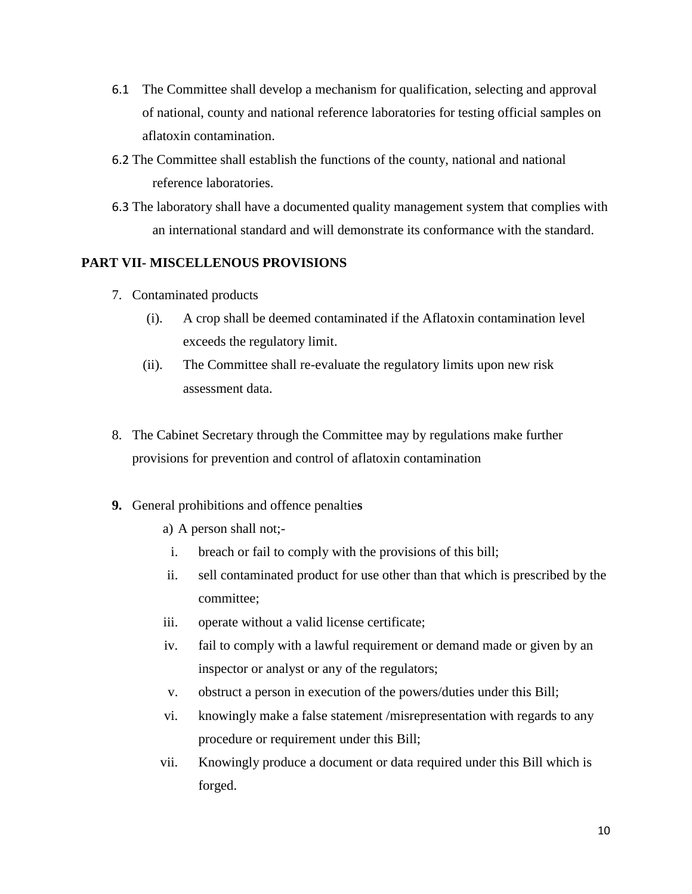6.1 The Committee shall develop a mechanism for qualification, selecting and approval of national, county and national reference laboratories for testing official samples on aflatoxin contamination.

6.2 The Committee shall establish the functions of the county, national and national reference laboratories.

6.3 The laboratory shall have a documented quality management system that complies with an international standard and will demonstrate its conformance with the standard.

## PART VII- MISCELLENOUS PROVISIONS

7. Contaminated products
   - (i). A crop shall be deemed contaminated if the Aflatoxin contamination level exceeds the regulatory limit.
   - (ii). The Committee shall re-evaluate the regulatory limits upon new risk assessment data.

8. The Cabinet Secretary through the Committee may by regulations make further provisions for prevention and control of aflatoxin contamination

**9.** General prohibitions and offence penaltie**s**

   a) A person shall not;-
   - i. breach or fail to comply with the provisions of this bill;
   - ii. sell contaminated product for use other than that which is prescribed by the committee;
   - iii. operate without a valid license certificate;
   - iv. fail to comply with a lawful requirement or demand made or given by an inspector or analyst or any of the regulators;
   - v. obstruct a person in execution of the powers/duties under this Bill;
   - vi. knowingly make a false statement /misrepresentation with regards to any procedure or requirement under this Bill;
   - vii. Knowingly produce a document or data required under this Bill which is forged.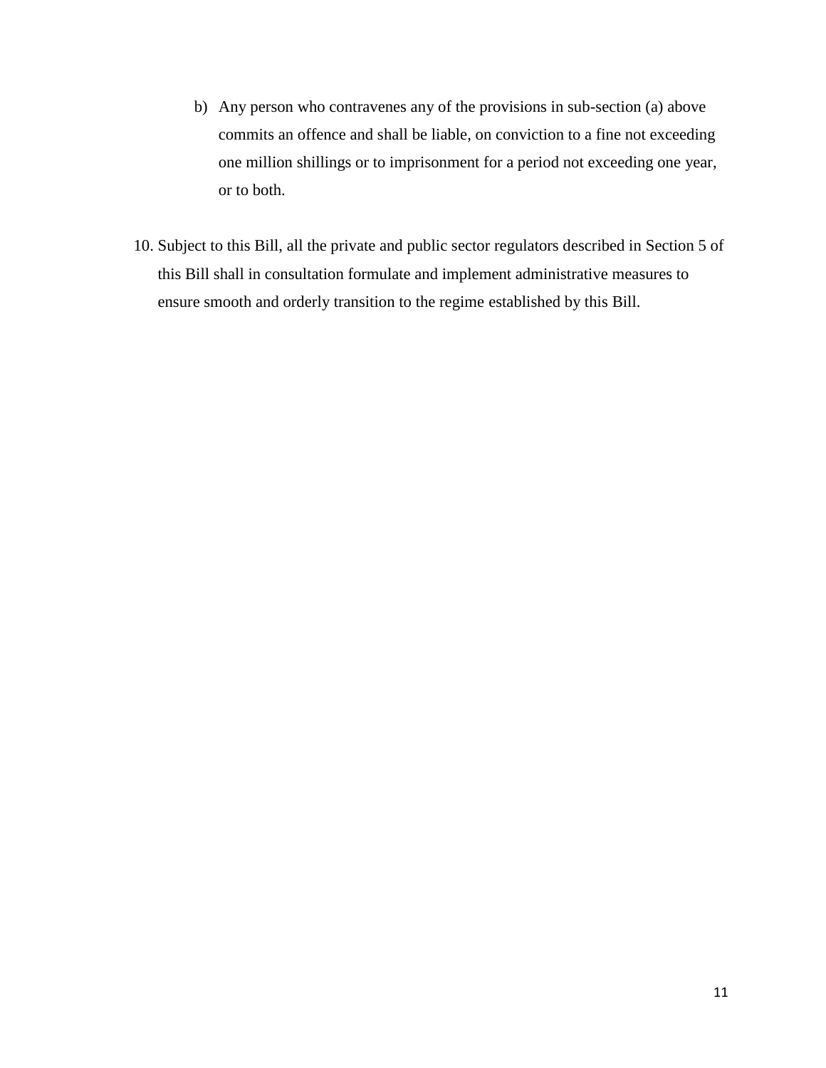b) Any person who contravenes any of the provisions in sub-section (a) above commits an offence and shall be liable, on conviction to a fine not exceeding one million shillings or to imprisonment for a period not exceeding one year, or to both.

10. Subject to this Bill, all the private and public sector regulators described in Section 5 of this Bill shall in consultation formulate and implement administrative measures to ensure smooth and orderly transition to the regime established by this Bill.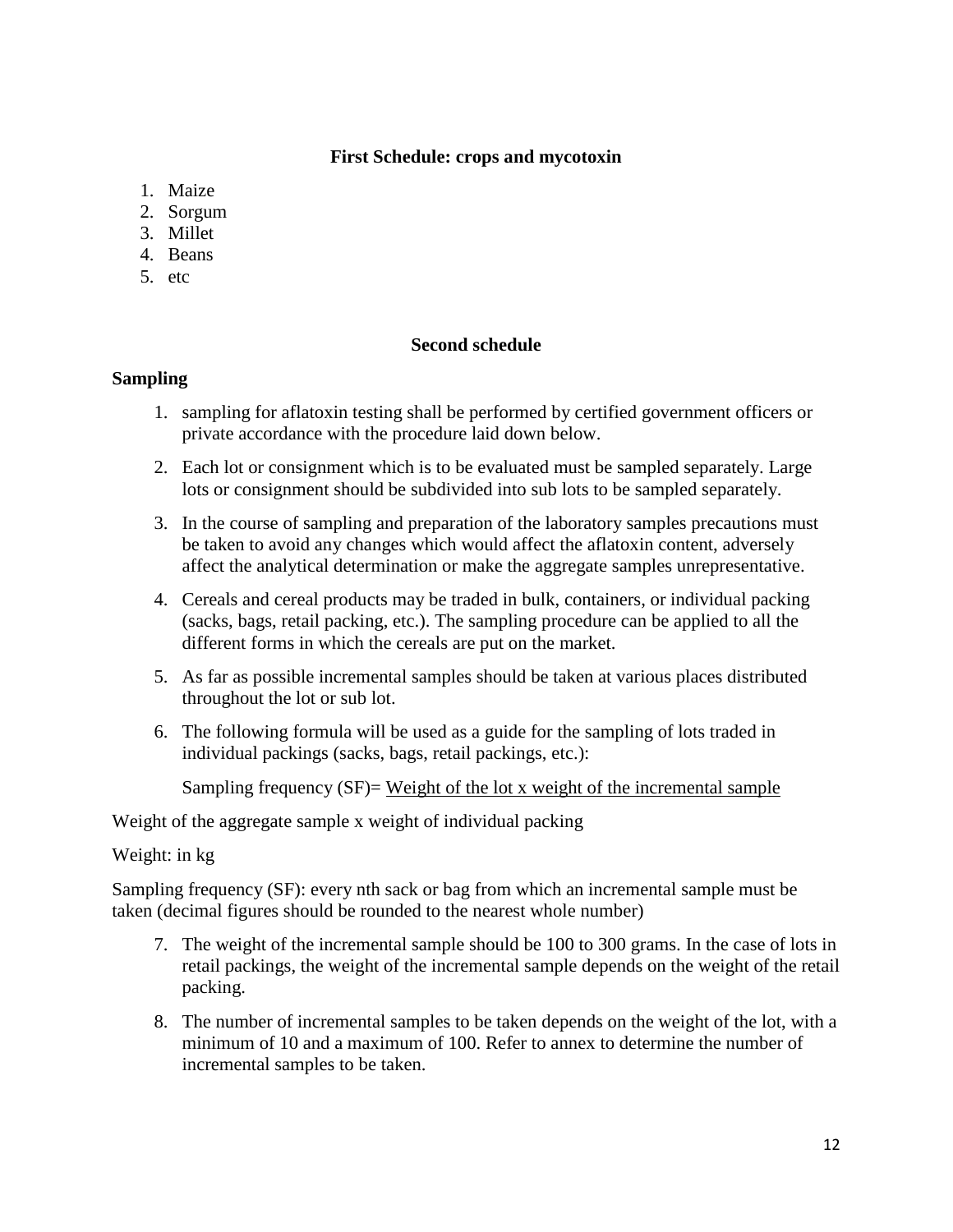### First Schedule: crops and mycotoxin

1. Maize
2. Sorgum
3. Millet
4. Beans
5. etc

### Second schedule

**Sampling**

1. sampling for aflatoxin testing shall be performed by certified government officers or private accordance with the procedure laid down below.

2. Each lot or consignment which is to be evaluated must be sampled separately. Large lots or consignment should be subdivided into sub lots to be sampled separately.

3. In the course of sampling and preparation of the laboratory samples precautions must be taken to avoid any changes which would affect the aflatoxin content, adversely affect the analytical determination or make the aggregate samples unrepresentative.

4. Cereals and cereal products may be traded in bulk, containers, or individual packing (sacks, bags, retail packing, etc.). The sampling procedure can be applied to all the different forms in which the cereals are put on the market.

5. As far as possible incremental samples should be taken at various places distributed throughout the lot or sub lot.

6. The following formula will be used as a guide for the sampling of lots traded in individual packings (sacks, bags, retail packings, etc.):

$$\text{Sampling frequency (SF)} = \frac{\text{Weight of the lot} \times \text{weight of the incremental sample}}{\text{Weight of the aggregate sample} \times \text{weight of individual packing}}$$

Weight: in kg

Sampling frequency (SF): every nth sack or bag from which an incremental sample must be taken (decimal figures should be rounded to the nearest whole number)

7. The weight of the incremental sample should be 100 to 300 grams. In the case of lots in retail packings, the weight of the incremental sample depends on the weight of the retail packing.

8. The number of incremental samples to be taken depends on the weight of the lot, with a minimum of 10 and a maximum of 100. Refer to annex to determine the number of incremental samples to be taken.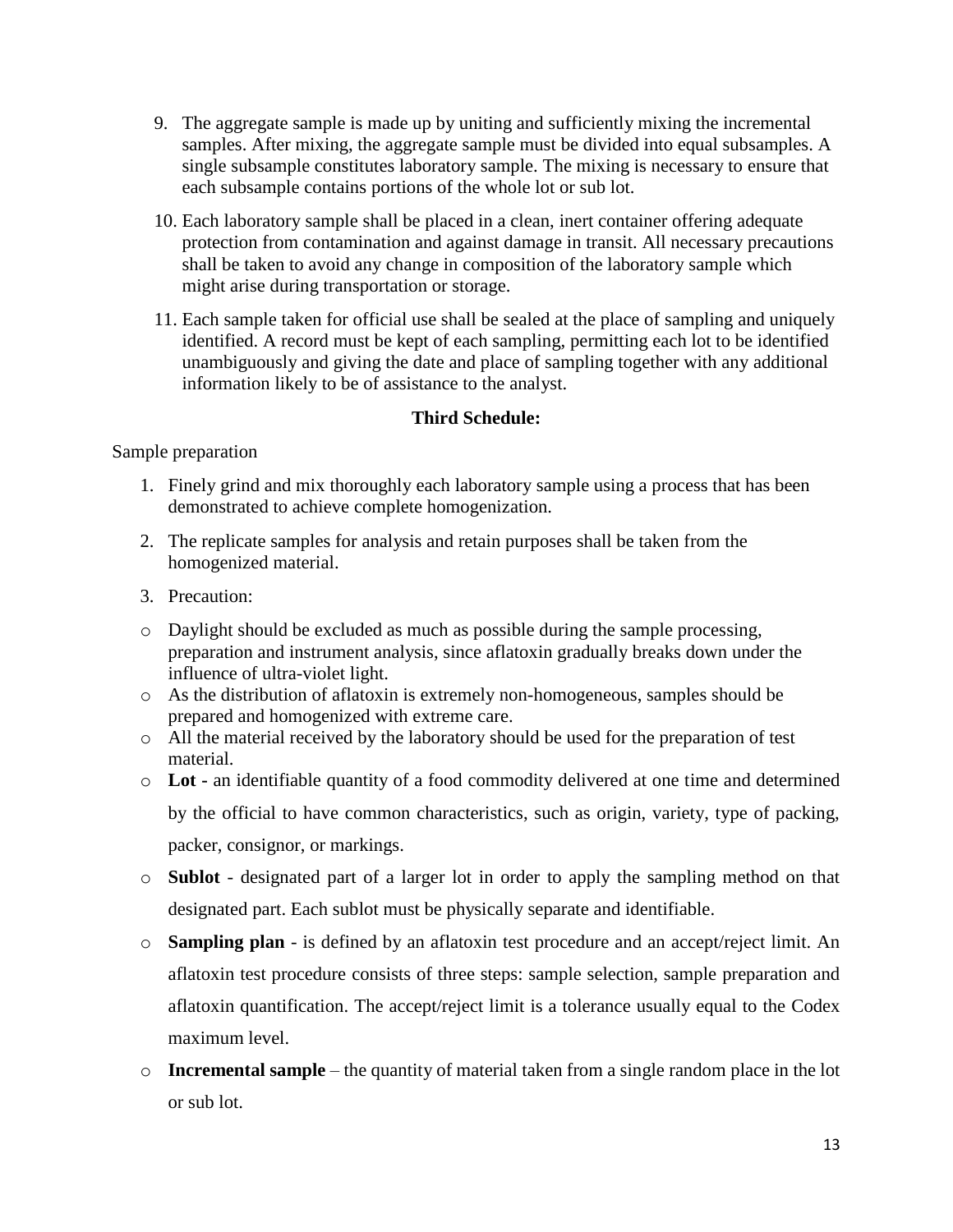9. The aggregate sample is made up by uniting and sufficiently mixing the incremental samples. After mixing, the aggregate sample must be divided into equal subsamples. A single subsample constitutes laboratory sample. The mixing is necessary to ensure that each subsample contains portions of the whole lot or sub lot.
10. Each laboratory sample shall be placed in a clean, inert container offering adequate protection from contamination and against damage in transit. All necessary precautions shall be taken to avoid any change in composition of the laboratory sample which might arise during transportation or storage.
11. Each sample taken for official use shall be sealed at the place of sampling and uniquely identified. A record must be kept of each sampling, permitting each lot to be identified unambiguously and giving the date and place of sampling together with any additional information likely to be of assistance to the analyst.

**Third Schedule:**

Sample preparation

1. Finely grind and mix thoroughly each laboratory sample using a process that has been demonstrated to achieve complete homogenization.
2. The replicate samples for analysis and retain purposes shall be taken from the homogenized material.
3. Precaution:

- Daylight should be excluded as much as possible during the sample processing, preparation and instrument analysis, since aflatoxin gradually breaks down under the influence of ultra-violet light.
- As the distribution of aflatoxin is extremely non-homogeneous, samples should be prepared and homogenized with extreme care.
- All the material received by the laboratory should be used for the preparation of test material.
- **Lot -** an identifiable quantity of a food commodity delivered at one time and determined by the official to have common characteristics, such as origin, variety, type of packing, packer, consignor, or markings.
- **Sublot** - designated part of a larger lot in order to apply the sampling method on that designated part. Each sublot must be physically separate and identifiable.
- **Sampling plan -** is defined by an aflatoxin test procedure and an accept/reject limit. An aflatoxin test procedure consists of three steps: sample selection, sample preparation and aflatoxin quantification. The accept/reject limit is a tolerance usually equal to the Codex maximum level.
- **Incremental sample** – the quantity of material taken from a single random place in the lot or sub lot.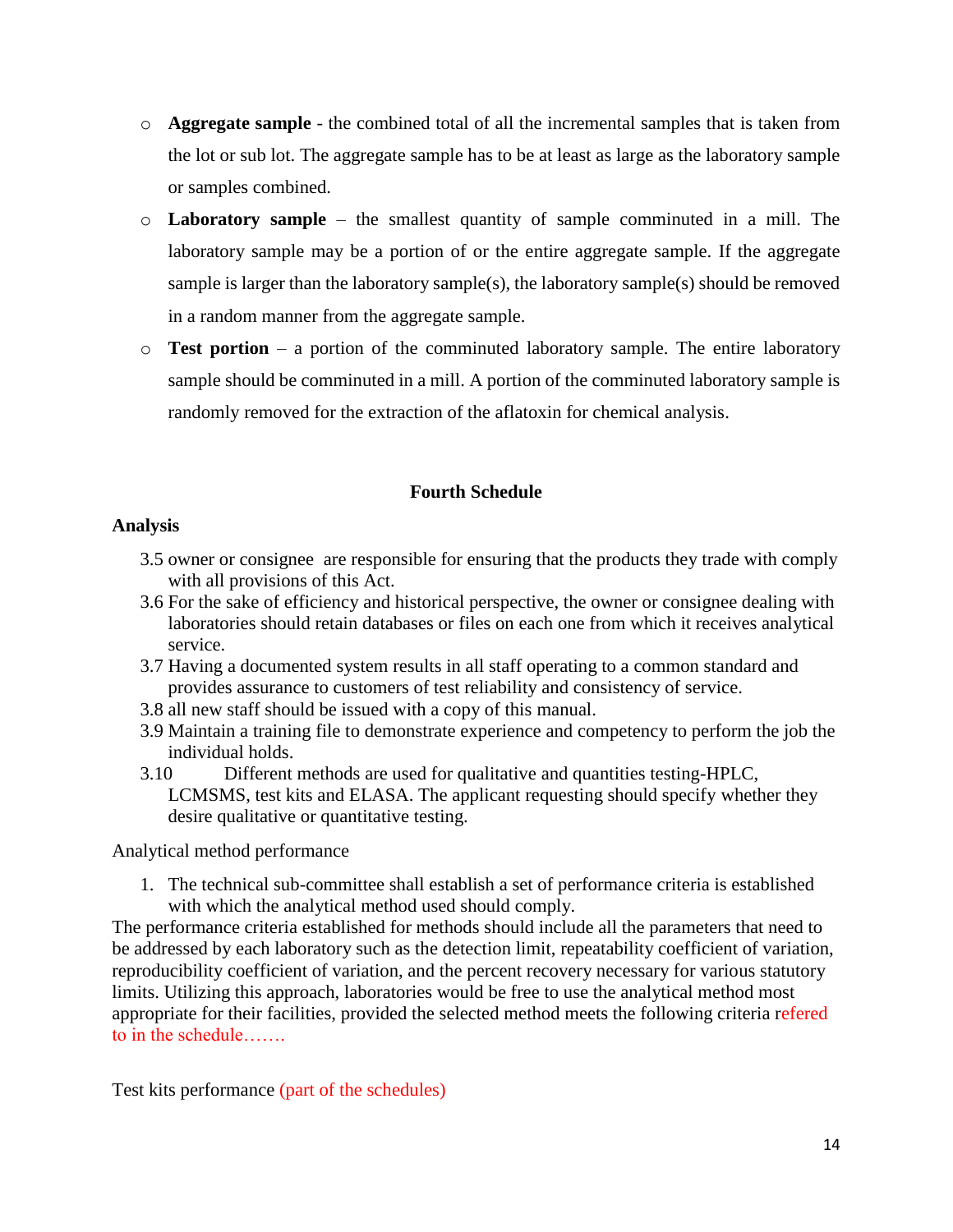- **Aggregate sample** - the combined total of all the incremental samples that is taken from the lot or sub lot. The aggregate sample has to be at least as large as the laboratory sample or samples combined.
- **Laboratory sample** – the smallest quantity of sample comminuted in a mill. The laboratory sample may be a portion of or the entire aggregate sample. If the aggregate sample is larger than the laboratory sample(s), the laboratory sample(s) should be removed in a random manner from the aggregate sample.
- **Test portion** – a portion of the comminuted laboratory sample. The entire laboratory sample should be comminuted in a mill. A portion of the comminuted laboratory sample is randomly removed for the extraction of the aflatoxin for chemical analysis.

## Fourth Schedule

### Analysis

3.5 owner or consignee are responsible for ensuring that the products they trade with comply with all provisions of this Act.

3.6 For the sake of efficiency and historical perspective, the owner or consignee dealing with laboratories should retain databases or files on each one from which it receives analytical service.

3.7 Having a documented system results in all staff operating to a common standard and provides assurance to customers of test reliability and consistency of service.

3.8 all new staff should be issued with a copy of this manual.

3.9 Maintain a training file to demonstrate experience and competency to perform the job the individual holds.

3.10 Different methods are used for qualitative and quantities testing-HPLC, LCMSMS, test kits and ELASA. The applicant requesting should specify whether they desire qualitative or quantitative testing.

Analytical method performance

1. The technical sub-committee shall establish a set of performance criteria is established with which the analytical method used should comply.

The performance criteria established for methods should include all the parameters that need to be addressed by each laboratory such as the detection limit, repeatability coefficient of variation, reproducibility coefficient of variation, and the percent recovery necessary for various statutory limits. Utilizing this approach, laboratories would be free to use the analytical method most appropriate for their facilities, provided the selected method meets the following criteria refered to in the schedule…….

Test kits performance (part of the schedules)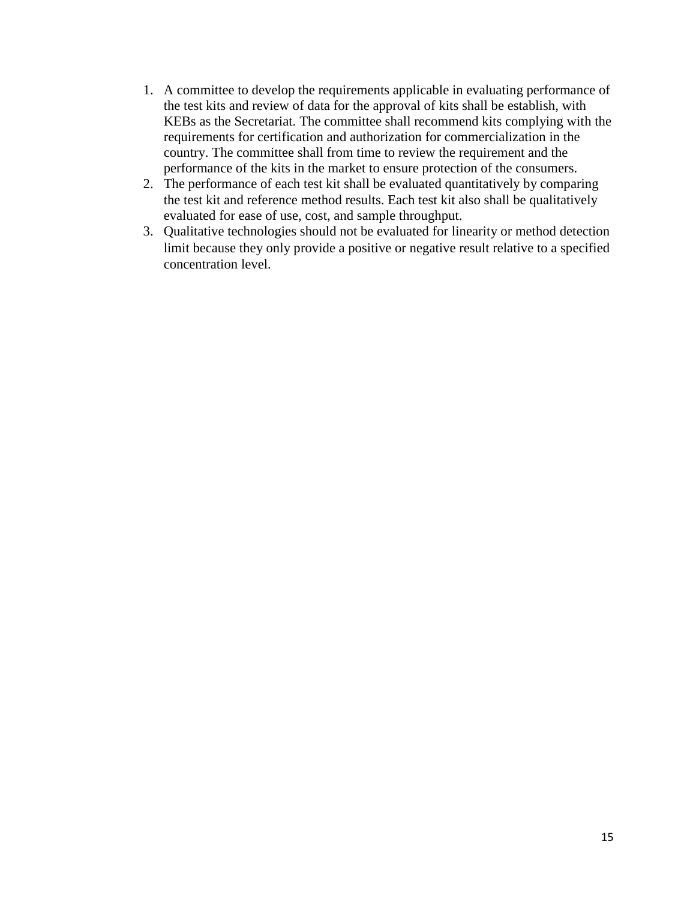1. A committee to develop the requirements applicable in evaluating performance of the test kits and review of data for the approval of kits shall be establish, with KEBs as the Secretariat. The committee shall recommend kits complying with the requirements for certification and authorization for commercialization in the country. The committee shall from time to review the requirement and the performance of the kits in the market to ensure protection of the consumers.
2. The performance of each test kit shall be evaluated quantitatively by comparing the test kit and reference method results. Each test kit also shall be qualitatively evaluated for ease of use, cost, and sample throughput.
3. Qualitative technologies should not be evaluated for linearity or method detection limit because they only provide a positive or negative result relative to a specified concentration level.